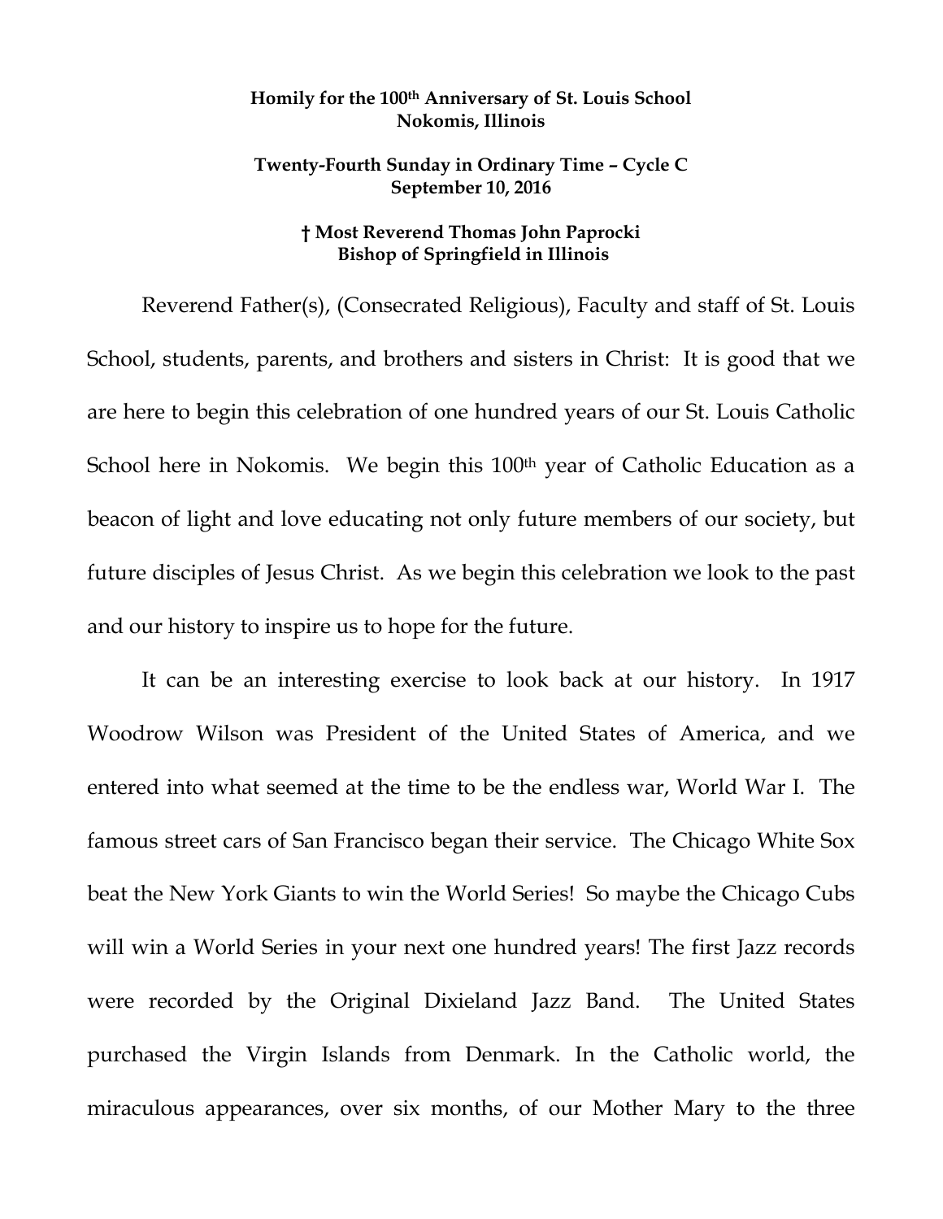**Homily for the 100th Anniversary of St. Louis School**
**Nokomis, Illinois**

**Twenty-Fourth Sunday in Ordinary Time – Cycle C**
**September 10, 2016**

**† Most Reverend Thomas John Paprocki**
**Bishop of Springfield in Illinois**

Reverend Father(s), (Consecrated Religious), Faculty and staff of St. Louis School, students, parents, and brothers and sisters in Christ: It is good that we are here to begin this celebration of one hundred years of our St. Louis Catholic School here in Nokomis. We begin this 100th year of Catholic Education as a beacon of light and love educating not only future members of our society, but future disciples of Jesus Christ. As we begin this celebration we look to the past and our history to inspire us to hope for the future.

It can be an interesting exercise to look back at our history. In 1917 Woodrow Wilson was President of the United States of America, and we entered into what seemed at the time to be the endless war, World War I. The famous street cars of San Francisco began their service. The Chicago White Sox beat the New York Giants to win the World Series! So maybe the Chicago Cubs will win a World Series in your next one hundred years! The first Jazz records were recorded by the Original Dixieland Jazz Band. The United States purchased the Virgin Islands from Denmark. In the Catholic world, the miraculous appearances, over six months, of our Mother Mary to the three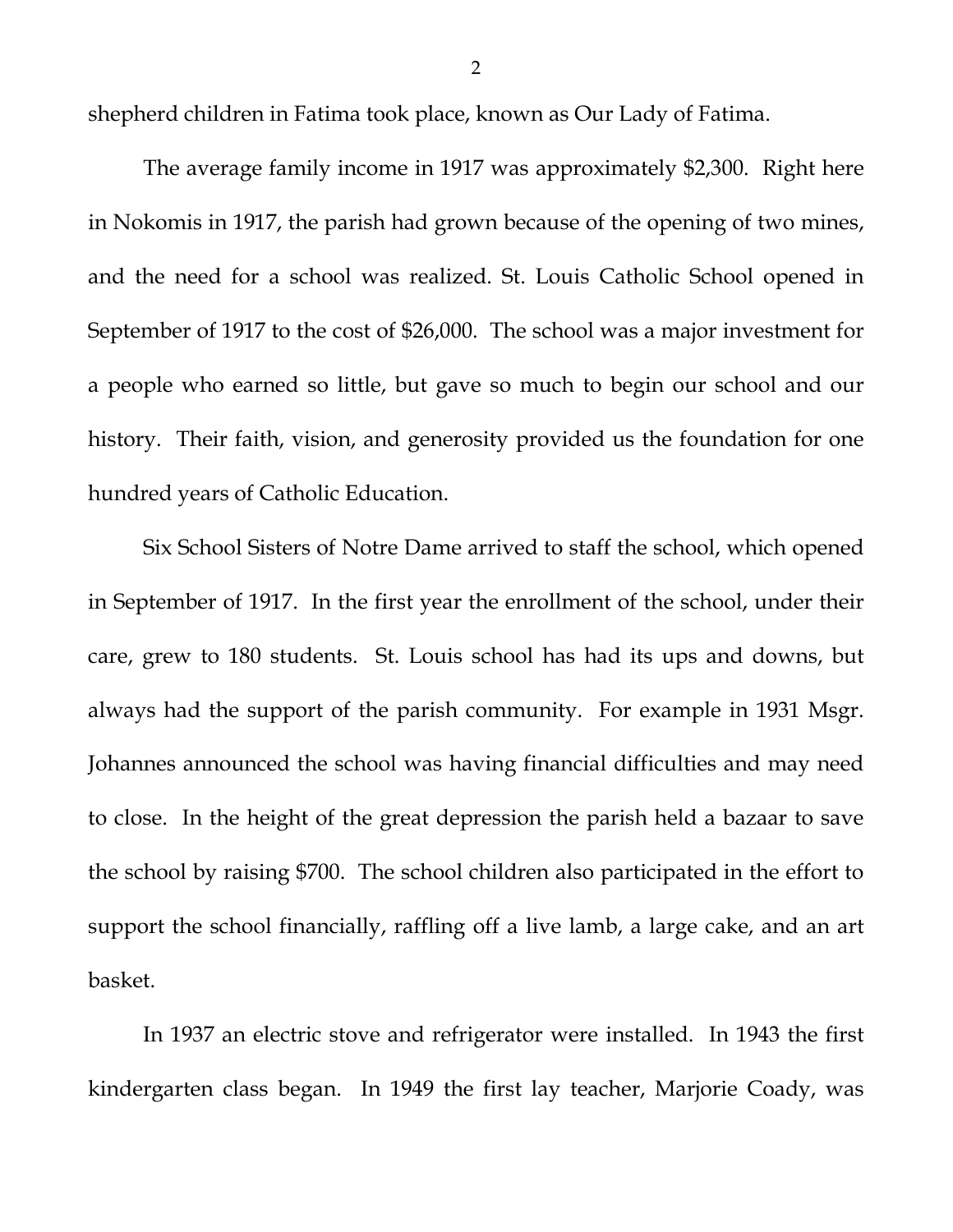shepherd children in Fatima took place, known as Our Lady of Fatima.

The average family income in 1917 was approximately $2,300. Right here in Nokomis in 1917, the parish had grown because of the opening of two mines, and the need for a school was realized. St. Louis Catholic School opened in September of 1917 to the cost of $26,000. The school was a major investment for a people who earned so little, but gave so much to begin our school and our history. Their faith, vision, and generosity provided us the foundation for one hundred years of Catholic Education.

Six School Sisters of Notre Dame arrived to staff the school, which opened in September of 1917. In the first year the enrollment of the school, under their care, grew to 180 students. St. Louis school has had its ups and downs, but always had the support of the parish community. For example in 1931 Msgr. Johannes announced the school was having financial difficulties and may need to close. In the height of the great depression the parish held a bazaar to save the school by raising $700. The school children also participated in the effort to support the school financially, raffling off a live lamb, a large cake, and an art basket.

In 1937 an electric stove and refrigerator were installed. In 1943 the first kindergarten class began. In 1949 the first lay teacher, Marjorie Coady, was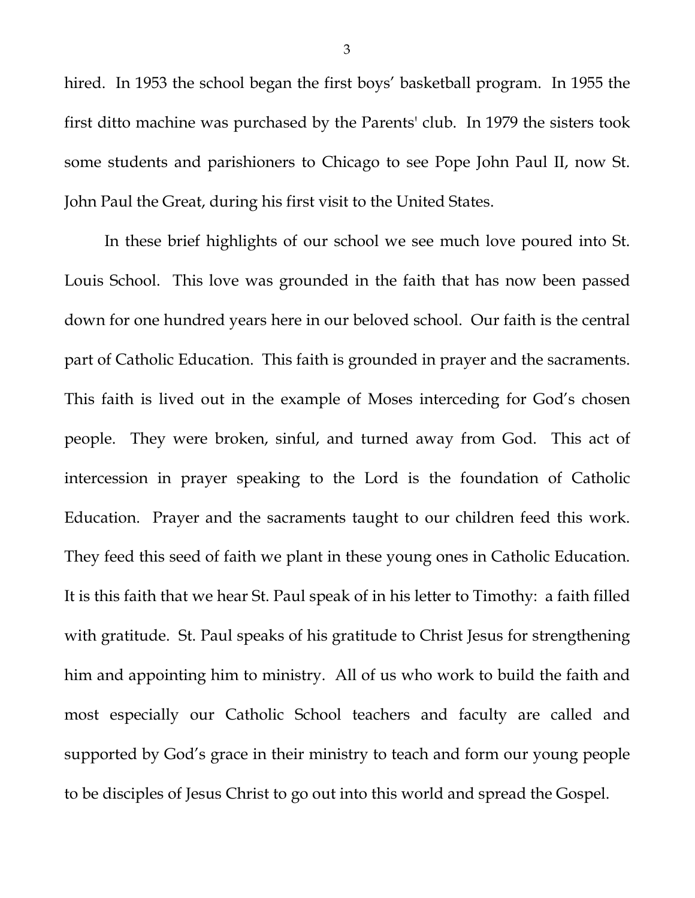hired. In 1953 the school began the first boys' basketball program. In 1955 the first ditto machine was purchased by the Parents' club. In 1979 the sisters took some students and parishioners to Chicago to see Pope John Paul II, now St. John Paul the Great, during his first visit to the United States.

In these brief highlights of our school we see much love poured into St. Louis School. This love was grounded in the faith that has now been passed down for one hundred years here in our beloved school. Our faith is the central part of Catholic Education. This faith is grounded in prayer and the sacraments. This faith is lived out in the example of Moses interceding for God's chosen people. They were broken, sinful, and turned away from God. This act of intercession in prayer speaking to the Lord is the foundation of Catholic Education. Prayer and the sacraments taught to our children feed this work. They feed this seed of faith we plant in these young ones in Catholic Education. It is this faith that we hear St. Paul speak of in his letter to Timothy: a faith filled with gratitude. St. Paul speaks of his gratitude to Christ Jesus for strengthening him and appointing him to ministry. All of us who work to build the faith and most especially our Catholic School teachers and faculty are called and supported by God's grace in their ministry to teach and form our young people to be disciples of Jesus Christ to go out into this world and spread the Gospel.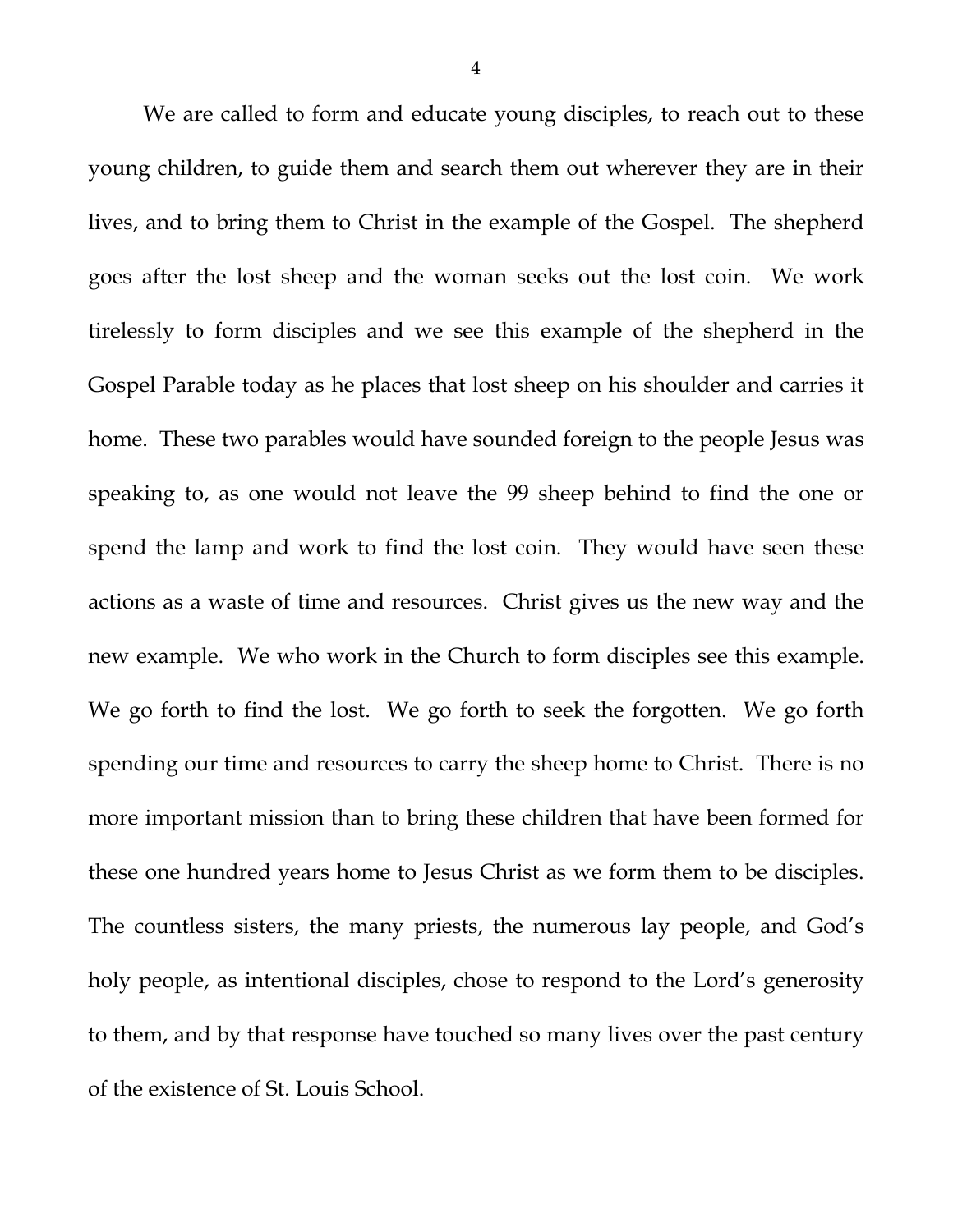We are called to form and educate young disciples, to reach out to these young children, to guide them and search them out wherever they are in their lives, and to bring them to Christ in the example of the Gospel. The shepherd goes after the lost sheep and the woman seeks out the lost coin. We work tirelessly to form disciples and we see this example of the shepherd in the Gospel Parable today as he places that lost sheep on his shoulder and carries it home. These two parables would have sounded foreign to the people Jesus was speaking to, as one would not leave the 99 sheep behind to find the one or spend the lamp and work to find the lost coin. They would have seen these actions as a waste of time and resources. Christ gives us the new way and the new example. We who work in the Church to form disciples see this example. We go forth to find the lost. We go forth to seek the forgotten. We go forth spending our time and resources to carry the sheep home to Christ. There is no more important mission than to bring these children that have been formed for these one hundred years home to Jesus Christ as we form them to be disciples. The countless sisters, the many priests, the numerous lay people, and God's holy people, as intentional disciples, chose to respond to the Lord's generosity to them, and by that response have touched so many lives over the past century of the existence of St. Louis School.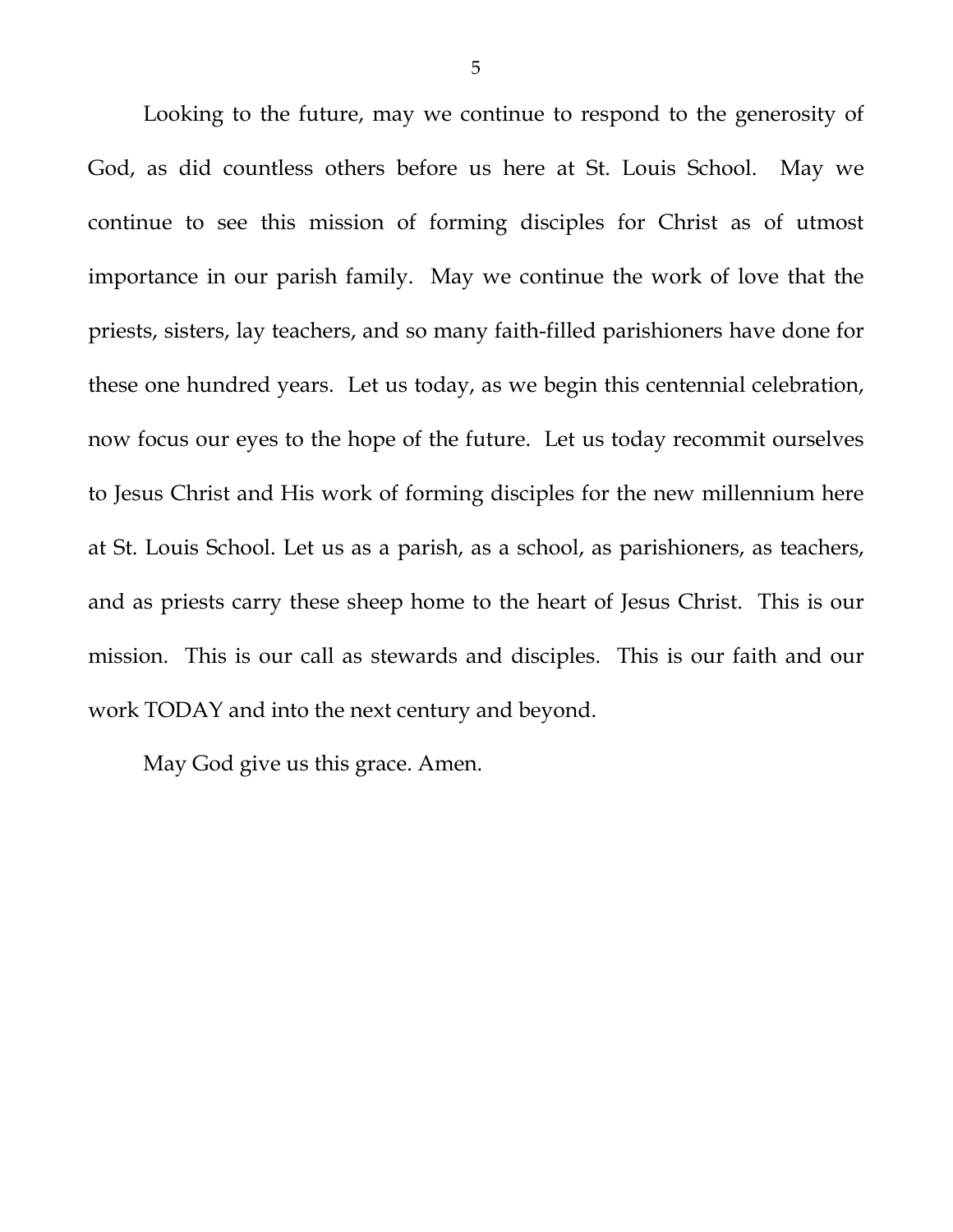Looking to the future, may we continue to respond to the generosity of God, as did countless others before us here at St. Louis School. May we continue to see this mission of forming disciples for Christ as of utmost importance in our parish family. May we continue the work of love that the priests, sisters, lay teachers, and so many faith-filled parishioners have done for these one hundred years. Let us today, as we begin this centennial celebration, now focus our eyes to the hope of the future. Let us today recommit ourselves to Jesus Christ and His work of forming disciples for the new millennium here at St. Louis School. Let us as a parish, as a school, as parishioners, as teachers, and as priests carry these sheep home to the heart of Jesus Christ. This is our mission. This is our call as stewards and disciples. This is our faith and our work TODAY and into the next century and beyond.

May God give us this grace. Amen.